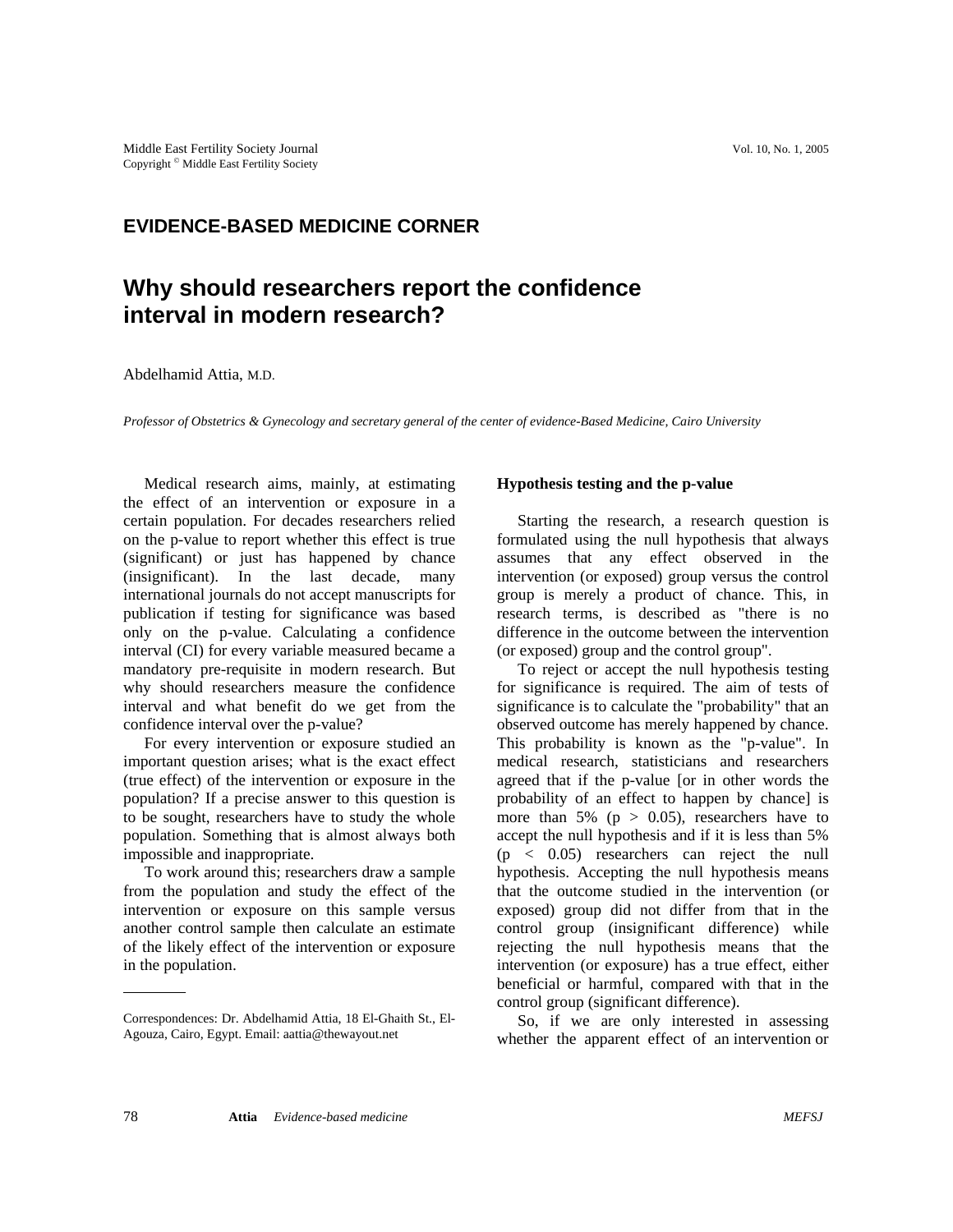## EVIDENCE-BASED MEDICINE CORNER

# Why should researchers report the confidence interval in modern research?

Abdelhamid Attia, M.D.

*Professor of Obstetrics & Gynecology and secretary general of the center of evidence-Based Medicine, Cairo University*

Medical research aims, mainly, at estimating the effect of an intervention or exposure in a certain population. For decades researchers relied on the p-value to report whether this effect is true (significant) or just has happened by chance (insignificant). In the last decade, many international journals do not accept manuscripts for publication if testing for significance was based only on the p-value. Calculating a confidence interval (CI) for every variable measured became a mandatory pre-requisite in modern research. But why should researchers measure the confidence interval and what benefit do we get from the confidence interval over the p-value?

For every intervention or exposure studied an important question arises; what is the exact effect (true effect) of the intervention or exposure in the population? If a precise answer to this question is to be sought, researchers have to study the whole population. Something that is almost always both impossible and inappropriate.

To work around this; researchers draw a sample from the population and study the effect of the intervention or exposure on this sample versus another control sample then calculate an estimate of the likely effect of the intervention or exposure in the population.

Correspondences: Dr. Abdelhamid Attia, 18 El-Ghaith St., El-Agouza, Cairo, Egypt. Email: aattia@thewayout.net

**Hypothesis testing and the p-value**

Starting the research, a research question is formulated using the null hypothesis that always assumes that any effect observed in the intervention (or exposed) group versus the control group is merely a product of chance. This, in research terms, is described as "there is no difference in the outcome between the intervention (or exposed) group and the control group".

To reject or accept the null hypothesis testing for significance is required. The aim of tests of significance is to calculate the "probability" that an observed outcome has merely happened by chance. This probability is known as the "p-value". In medical research, statisticians and researchers agreed that if the p-value [or in other words the probability of an effect to happen by chance] is more than 5% ($p > 0.05$), researchers have to accept the null hypothesis and if it is less than 5% ($p < 0.05$) researchers can reject the null hypothesis. Accepting the null hypothesis means that the outcome studied in the intervention (or exposed) group did not differ from that in the control group (insignificant difference) while rejecting the null hypothesis means that the intervention (or exposure) has a true effect, either beneficial or harmful, compared with that in the control group (significant difference).

So, if we are only interested in assessing whether the apparent effect of an intervention or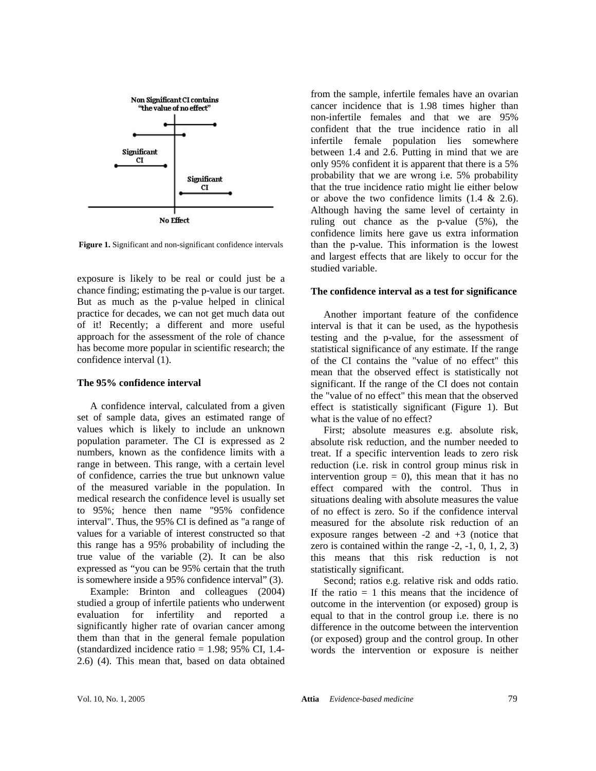Figure 1. Significant and non-significant confidence intervals

exposure is likely to be real or could just be a chance finding; estimating the p-value is our target. But as much as the p-value helped in clinical practice for decades, we can not get much data out of it! Recently; a different and more useful approach for the assessment of the role of chance has become more popular in scientific research; the confidence interval (1).

### The 95% confidence interval

A confidence interval, calculated from a given set of sample data, gives an estimated range of values which is likely to include an unknown population parameter. The CI is expressed as 2 numbers, known as the confidence limits with a range in between. This range, with a certain level of confidence, carries the true but unknown value of the measured variable in the population. In medical research the confidence level is usually set to 95%; hence then name "95% confidence interval". Thus, the 95% CI is defined as "a range of values for a variable of interest constructed so that this range has a 95% probability of including the true value of the variable (2). It can be also expressed as "you can be 95% certain that the truth is somewhere inside a 95% confidence interval" (3).

Example: Brinton and colleagues (2004) studied a group of infertile patients who underwent evaluation for infertility and reported a significantly higher rate of ovarian cancer among them than that in the general female population (standardized incidence ratio = 1.98; 95% CI, 1.4-2.6) (4). This mean that, based on data obtained from the sample, infertile females have an ovarian cancer incidence that is 1.98 times higher than non-infertile females and that we are 95% confident that the true incidence ratio in all infertile female population lies somewhere between 1.4 and 2.6. Putting in mind that we are only 95% confident it is apparent that there is a 5% probability that we are wrong i.e. 5% probability that the true incidence ratio might lie either below or above the two confidence limits (1.4 & 2.6). Although having the same level of certainty in ruling out chance as the p-value (5%), the confidence limits here gave us extra information than the p-value. This information is the lowest and largest effects that are likely to occur for the studied variable.

### The confidence interval as a test for significance

Another important feature of the confidence interval is that it can be used, as the hypothesis testing and the p-value, for the assessment of statistical significance of any estimate. If the range of the CI contains the "value of no effect" this mean that the observed effect is statistically not significant. If the range of the CI does not contain the "value of no effect" this mean that the observed effect is statistically significant (Figure 1). But what is the value of no effect?

First; absolute measures e.g. absolute risk, absolute risk reduction, and the number needed to treat. If a specific intervention leads to zero risk reduction (i.e. risk in control group minus risk in intervention group = 0), this mean that it has no effect compared with the control. Thus in situations dealing with absolute measures the value of no effect is zero. So if the confidence interval measured for the absolute risk reduction of an exposure ranges between -2 and +3 (notice that zero is contained within the range -2, -1, 0, 1, 2, 3) this means that this risk reduction is not statistically significant.

Second; ratios e.g. relative risk and odds ratio. If the ratio = 1 this means that the incidence of outcome in the intervention (or exposed) group is equal to that in the control group i.e. there is no difference in the outcome between the intervention (or exposed) group and the control group. In other words the intervention or exposure is neither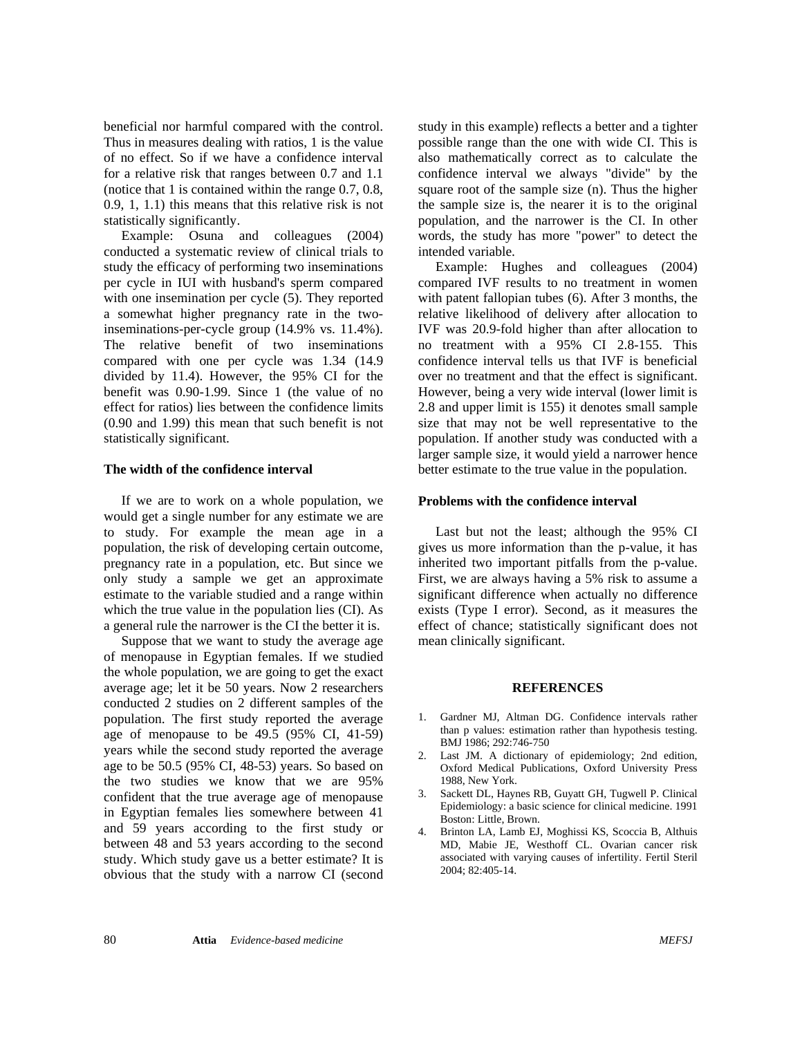beneficial nor harmful compared with the control. Thus in measures dealing with ratios, 1 is the value of no effect. So if we have a confidence interval for a relative risk that ranges between 0.7 and 1.1 (notice that 1 is contained within the range 0.7, 0.8, 0.9, 1, 1.1) this means that this relative risk is not statistically significantly.

Example: Osuna and colleagues (2004) conducted a systematic review of clinical trials to study the efficacy of performing two inseminations per cycle in IUI with husband's sperm compared with one insemination per cycle (5). They reported a somewhat higher pregnancy rate in the two-inseminations-per-cycle group (14.9% vs. 11.4%). The relative benefit of two inseminations compared with one per cycle was 1.34 (14.9 divided by 11.4). However, the 95% CI for the benefit was 0.90-1.99. Since 1 (the value of no effect for ratios) lies between the confidence limits (0.90 and 1.99) this mean that such benefit is not statistically significant.

### The width of the confidence interval

If we are to work on a whole population, we would get a single number for any estimate we are to study. For example the mean age in a population, the risk of developing certain outcome, pregnancy rate in a population, etc. But since we only study a sample we get an approximate estimate to the variable studied and a range within which the true value in the population lies (CI). As a general rule the narrower is the CI the better it is.

Suppose that we want to study the average age of menopause in Egyptian females. If we studied the whole population, we are going to get the exact average age; let it be 50 years. Now 2 researchers conducted 2 studies on 2 different samples of the population. The first study reported the average age of menopause to be 49.5 (95% CI, 41-59) years while the second study reported the average age to be 50.5 (95% CI, 48-53) years. So based on the two studies we know that we are 95% confident that the true average age of menopause in Egyptian females lies somewhere between 41 and 59 years according to the first study or between 48 and 53 years according to the second study. Which study gave us a better estimate? It is obvious that the study with a narrow CI (second study in this example) reflects a better and a tighter possible range than the one with wide CI. This is also mathematically correct as to calculate the confidence interval we always "divide" by the square root of the sample size (n). Thus the higher the sample size is, the nearer it is to the original population, and the narrower is the CI. In other words, the study has more "power" to detect the intended variable.

Example: Hughes and colleagues (2004) compared IVF results to no treatment in women with patent fallopian tubes (6). After 3 months, the relative likelihood of delivery after allocation to IVF was 20.9-fold higher than after allocation to no treatment with a 95% CI 2.8-155. This confidence interval tells us that IVF is beneficial over no treatment and that the effect is significant. However, being a very wide interval (lower limit is 2.8 and upper limit is 155) it denotes small sample size that may not be well representative to the population. If another study was conducted with a larger sample size, it would yield a narrower hence better estimate to the true value in the population.

### Problems with the confidence interval

Last but not the least; although the 95% CI gives us more information than the p-value, it has inherited two important pitfalls from the p-value. First, we are always having a 5% risk to assume a significant difference when actually no difference exists (Type I error). Second, as it measures the effect of chance; statistically significant does not mean clinically significant.

## REFERENCES

1. Gardner MJ, Altman DG. Confidence intervals rather than p values: estimation rather than hypothesis testing. BMJ 1986; 292:746-750
2. Last JM. A dictionary of epidemiology; 2nd edition, Oxford Medical Publications, Oxford University Press 1988, New York.
3. Sackett DL, Haynes RB, Guyatt GH, Tugwell P. Clinical Epidemiology: a basic science for clinical medicine. 1991 Boston: Little, Brown.
4. Brinton LA, Lamb EJ, Moghissi KS, Scoccia B, Althuis MD, Mabie JE, Westhoff CL. Ovarian cancer risk associated with varying causes of infertility. Fertil Steril 2004; 82:405-14.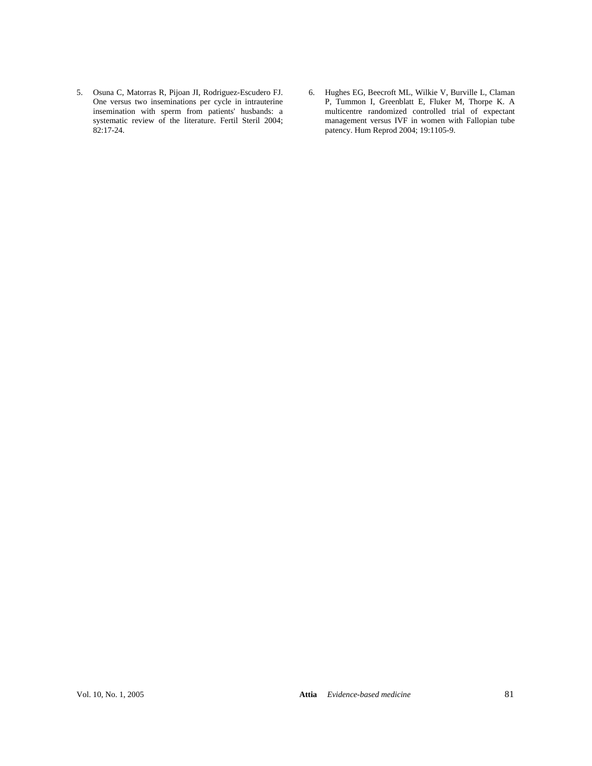5. Osuna C, Matorras R, Pijoan JI, Rodriguez-Escudero FJ. One versus two inseminations per cycle in intrauterine insemination with sperm from patients' husbands: a systematic review of the literature. Fertil Steril 2004; 82:17-24.
6. Hughes EG, Beecroft ML, Wilkie V, Burville L, Claman P, Tummon I, Greenblatt E, Fluker M, Thorpe K. A multicentre randomized controlled trial of expectant management versus IVF in women with Fallopian tube patency. Hum Reprod 2004; 19:1105-9.